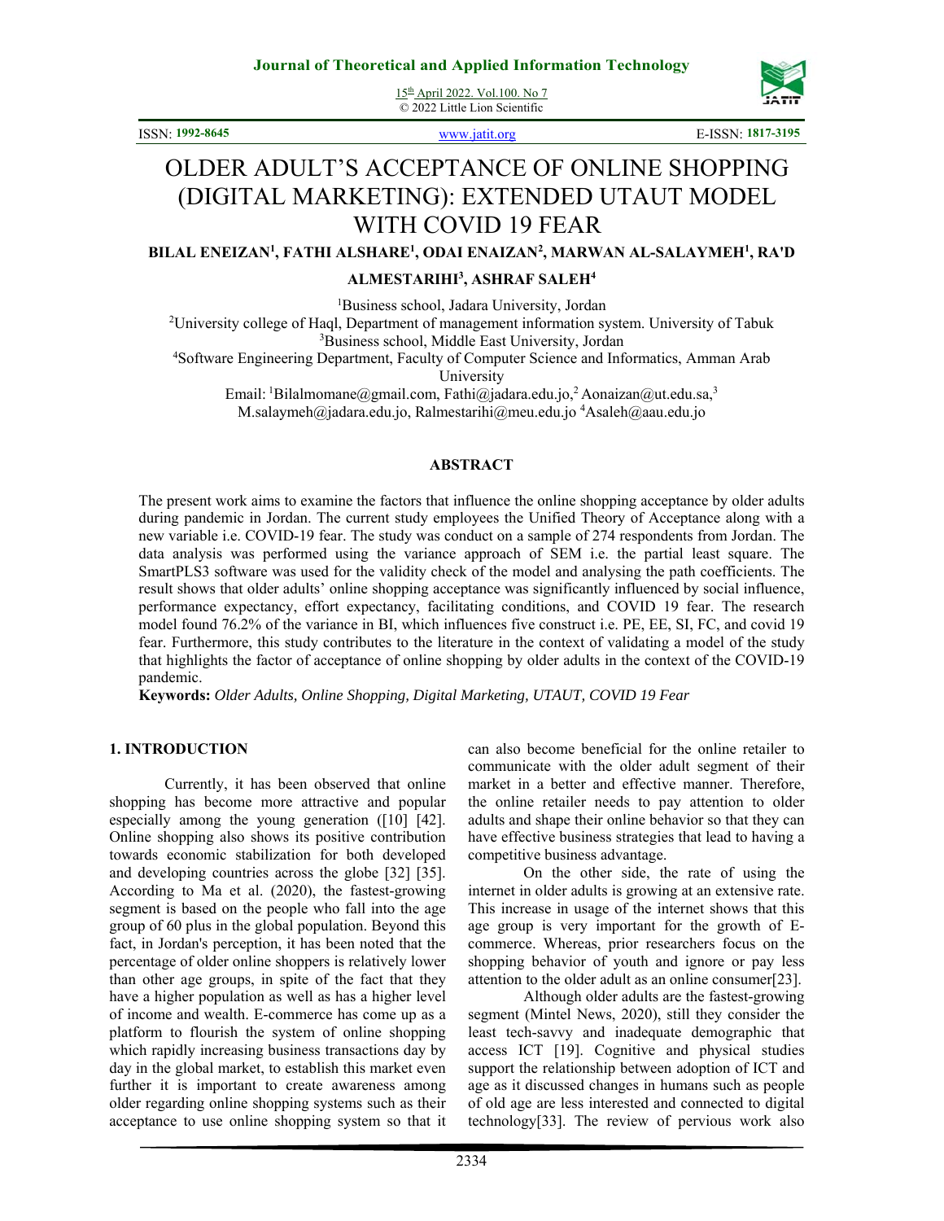# OLDER ADULT'S ACCEPTANCE OF ONLINE SHOPPING (DIGITAL MARKETING): EXTENDED UTAUT MODEL WITH COVID 19 FEAR

**BILAL ENEIZAN[1], FATHI ALSHARE[1], ODAI ENAIZAN[2], MARWAN AL-SALAYMEH[1], RA'D ALMESTARIHI[3], ASHRAF SALEH[4]**

[1]Business school, Jadara University, Jordan

[2]University college of Haql, Department of management information system. University of Tabuk

[3]Business school, Middle East University, Jordan

[4]Software Engineering Department, Faculty of Computer Science and Informatics, Amman Arab University

Email: [1]Bilalmomane@gmail.com, Fathi@jadara.edu.jo,[2] Aonaizan@ut.edu.sa,[3] M.salaymeh@jadara.edu.jo, Ralmestarihi@meu.edu.jo [4]Asaleh@aau.edu.jo

## ABSTRACT

The present work aims to examine the factors that influence the online shopping acceptance by older adults during pandemic in Jordan. The current study employees the Unified Theory of Acceptance along with a new variable i.e. COVID-19 fear. The study was conduct on a sample of 274 respondents from Jordan. The data analysis was performed using the variance approach of SEM i.e. the partial least square. The SmartPLS3 software was used for the validity check of the model and analysing the path coefficients. The result shows that older adults' online shopping acceptance was significantly influenced by social influence, performance expectancy, effort expectancy, facilitating conditions, and COVID 19 fear. The research model found 76.2% of the variance in BI, which influences five construct i.e. PE, EE, SI, FC, and covid 19 fear. Furthermore, this study contributes to the literature in the context of validating a model of the study that highlights the factor of acceptance of online shopping by older adults in the context of the COVID-19 pandemic.

**Keywords:** *Older Adults, Online Shopping, Digital Marketing, UTAUT, COVID 19 Fear*

## 1. INTRODUCTION

Currently, it has been observed that online shopping has become more attractive and popular especially among the young generation ([10] [42]. Online shopping also shows its positive contribution towards economic stabilization for both developed and developing countries across the globe [32] [35]. According to Ma et al. (2020), the fastest-growing segment is based on the people who fall into the age group of 60 plus in the global population. Beyond this fact, in Jordan's perception, it has been noted that the percentage of older online shoppers is relatively lower than other age groups, in spite of the fact that they have a higher population as well as has a higher level of income and wealth. E-commerce has come up as a platform to flourish the system of online shopping which rapidly increasing business transactions day by day in the global market, to establish this market even further it is important to create awareness among older regarding online shopping systems such as their acceptance to use online shopping system so that it can also become beneficial for the online retailer to communicate with the older adult segment of their market in a better and effective manner. Therefore, the online retailer needs to pay attention to older adults and shape their online behavior so that they can have effective business strategies that lead to having a competitive business advantage.

On the other side, the rate of using the internet in older adults is growing at an extensive rate. This increase in usage of the internet shows that this age group is very important for the growth of E-commerce. Whereas, prior researchers focus on the shopping behavior of youth and ignore or pay less attention to the older adult as an online consumer[23].

Although older adults are the fastest-growing segment (Mintel News, 2020), still they consider the least tech-savvy and inadequate demographic that access ICT [19]. Cognitive and physical studies support the relationship between adoption of ICT and age as it discussed changes in humans such as people of old age are less interested and connected to digital technology[33]. The review of pervious work also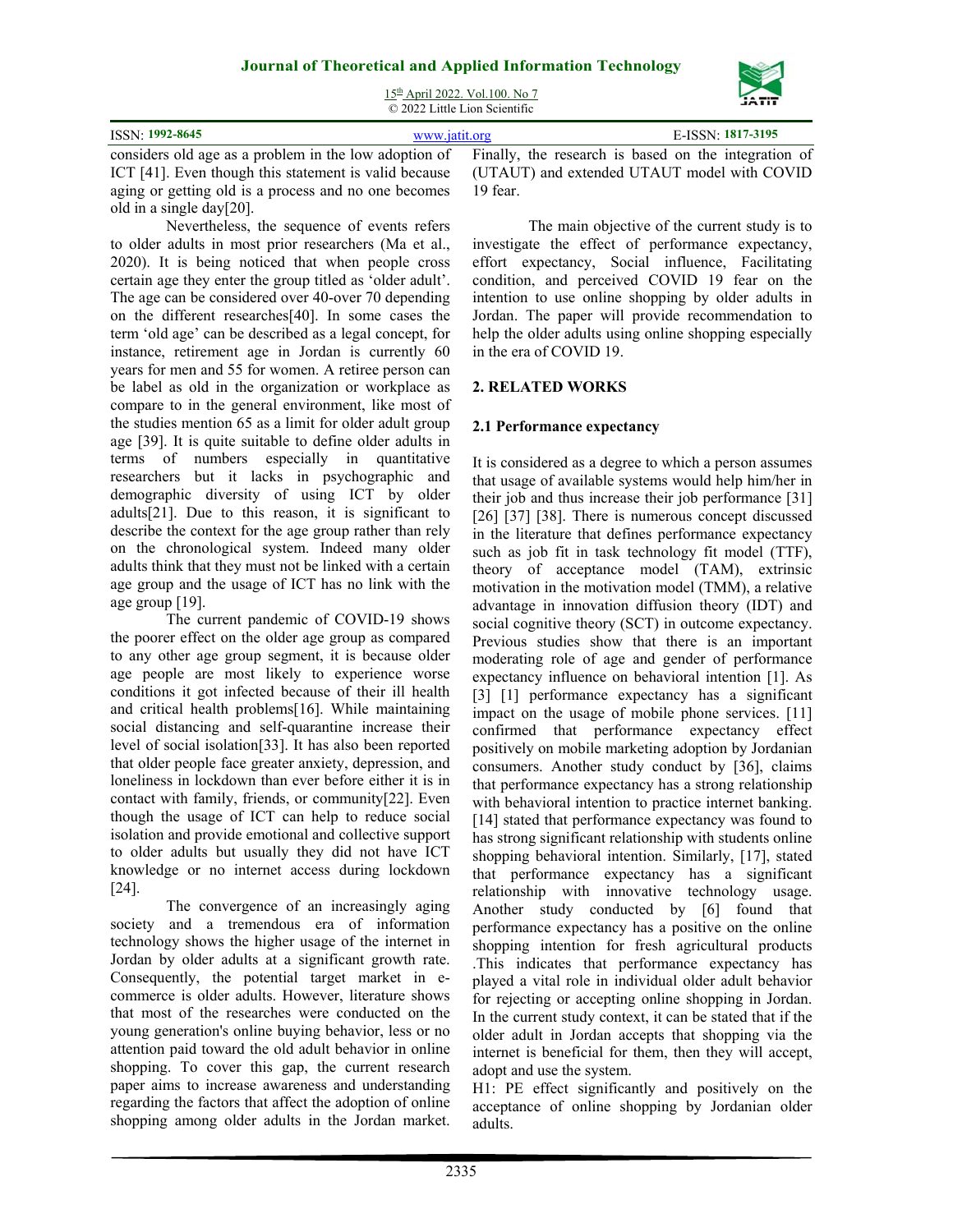considers old age as a problem in the low adoption of ICT [41]. Even though this statement is valid because aging or getting old is a process and no one becomes old in a single day[20].

Nevertheless, the sequence of events refers to older adults in most prior researchers (Ma et al., 2020). It is being noticed that when people cross certain age they enter the group titled as 'older adult'. The age can be considered over 40-over 70 depending on the different researches[40]. In some cases the term 'old age' can be described as a legal concept, for instance, retirement age in Jordan is currently 60 years for men and 55 for women. A retiree person can be label as old in the organization or workplace as compare to in the general environment, like most of the studies mention 65 as a limit for older adult group age [39]. It is quite suitable to define older adults in terms of numbers especially in quantitative researchers but it lacks in psychographic and demographic diversity of using ICT by older adults[21]. Due to this reason, it is significant to describe the context for the age group rather than rely on the chronological system. Indeed many older adults think that they must not be linked with a certain age group and the usage of ICT has no link with the age group [19].

The current pandemic of COVID-19 shows the poorer effect on the older age group as compared to any other age group segment, it is because older age people are most likely to experience worse conditions it got infected because of their ill health and critical health problems[16]. While maintaining social distancing and self-quarantine increase their level of social isolation[33]. It has also been reported that older people face greater anxiety, depression, and loneliness in lockdown than ever before either it is in contact with family, friends, or community[22]. Even though the usage of ICT can help to reduce social isolation and provide emotional and collective support to older adults but usually they did not have ICT knowledge or no internet access during lockdown [24].

The convergence of an increasingly aging society and a tremendous era of information technology shows the higher usage of the internet in Jordan by older adults at a significant growth rate. Consequently, the potential target market in e-commerce is older adults. However, literature shows that most of the researches were conducted on the young generation's online buying behavior, less or no attention paid toward the old adult behavior in online shopping. To cover this gap, the current research paper aims to increase awareness and understanding regarding the factors that affect the adoption of online shopping among older adults in the Jordan market. Finally, the research is based on the integration of (UTAUT) and extended UTAUT model with COVID 19 fear.

The main objective of the current study is to investigate the effect of performance expectancy, effort expectancy, Social influence, Facilitating condition, and perceived COVID 19 fear on the intention to use online shopping by older adults in Jordan. The paper will provide recommendation to help the older adults using online shopping especially in the era of COVID 19.

## 2. RELATED WORKS

### 2.1 Performance expectancy

It is considered as a degree to which a person assumes that usage of available systems would help him/her in their job and thus increase their job performance [31] [26] [37] [38]. There is numerous concept discussed in the literature that defines performance expectancy such as job fit in task technology fit model (TTF), theory of acceptance model (TAM), extrinsic motivation in the motivation model (TMM), a relative advantage in innovation diffusion theory (IDT) and social cognitive theory (SCT) in outcome expectancy. Previous studies show that there is an important moderating role of age and gender of performance expectancy influence on behavioral intention [1]. As [3] [1] performance expectancy has a significant impact on the usage of mobile phone services. [11] confirmed that performance expectancy effect positively on mobile marketing adoption by Jordanian consumers. Another study conduct by [36], claims that performance expectancy has a strong relationship with behavioral intention to practice internet banking. [14] stated that performance expectancy was found to has strong significant relationship with students online shopping behavioral intention. Similarly, [17], stated that performance expectancy has a significant relationship with innovative technology usage. Another study conducted by [6] found that performance expectancy has a positive on the online shopping intention for fresh agricultural products .This indicates that performance expectancy has played a vital role in individual older adult behavior for rejecting or accepting online shopping in Jordan. In the current study context, it can be stated that if the older adult in Jordan accepts that shopping via the internet is beneficial for them, then they will accept, adopt and use the system.

H1: PE effect significantly and positively on the acceptance of online shopping by Jordanian older adults.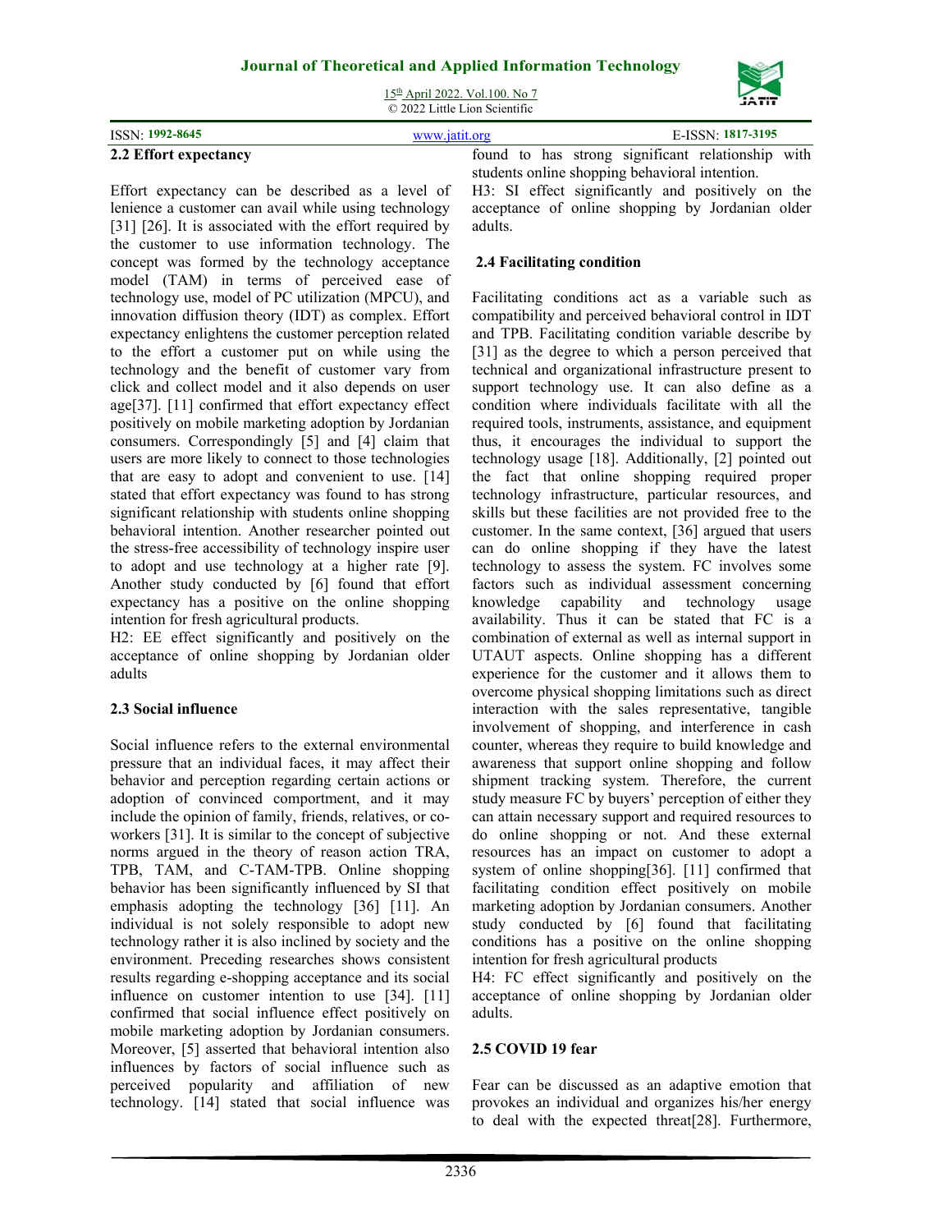### 2.2 Effort expectancy

Effort expectancy can be described as a level of lenience a customer can avail while using technology [31] [26]. It is associated with the effort required by the customer to use information technology. The concept was formed by the technology acceptance model (TAM) in terms of perceived ease of technology use, model of PC utilization (MPCU), and innovation diffusion theory (IDT) as complex. Effort expectancy enlightens the customer perception related to the effort a customer put on while using the technology and the benefit of customer vary from click and collect model and it also depends on user age[37]. [11] confirmed that effort expectancy effect positively on mobile marketing adoption by Jordanian consumers. Correspondingly [5] and [4] claim that users are more likely to connect to those technologies that are easy to adopt and convenient to use. [14] stated that effort expectancy was found to has strong significant relationship with students online shopping behavioral intention. Another researcher pointed out the stress-free accessibility of technology inspire user to adopt and use technology at a higher rate [9]. Another study conducted by [6] found that effort expectancy has a positive on the online shopping intention for fresh agricultural products.

H2: EE effect significantly and positively on the acceptance of online shopping by Jordanian older adults

### 2.3 Social influence

Social influence refers to the external environmental pressure that an individual faces, it may affect their behavior and perception regarding certain actions or adoption of convinced comportment, and it may include the opinion of family, friends, relatives, or co-workers [31]. It is similar to the concept of subjective norms argued in the theory of reason action TRA, TPB, TAM, and C-TAM-TPB. Online shopping behavior has been significantly influenced by SI that emphasis adopting the technology [36] [11]. An individual is not solely responsible to adopt new technology rather it is also inclined by society and the environment. Preceding researches shows consistent results regarding e-shopping acceptance and its social influence on customer intention to use [34]. [11] confirmed that social influence effect positively on mobile marketing adoption by Jordanian consumers. Moreover, [5] asserted that behavioral intention also influences by factors of social influence such as perceived popularity and affiliation of new technology. [14] stated that social influence was found to has strong significant relationship with students online shopping behavioral intention.

H3: SI effect significantly and positively on the acceptance of online shopping by Jordanian older adults.

### 2.4 Facilitating condition

Facilitating conditions act as a variable such as compatibility and perceived behavioral control in IDT and TPB. Facilitating condition variable describe by [31] as the degree to which a person perceived that technical and organizational infrastructure present to support technology use. It can also define as a condition where individuals facilitate with all the required tools, instruments, assistance, and equipment thus, it encourages the individual to support the technology usage [18]. Additionally, [2] pointed out the fact that online shopping required proper technology infrastructure, particular resources, and skills but these facilities are not provided free to the customer. In the same context, [36] argued that users can do online shopping if they have the latest technology to assess the system. FC involves some factors such as individual assessment concerning knowledge capability and technology usage availability. Thus it can be stated that FC is a combination of external as well as internal support in UTAUT aspects. Online shopping has a different experience for the customer and it allows them to overcome physical shopping limitations such as direct interaction with the sales representative, tangible involvement of shopping, and interference in cash counter, whereas they require to build knowledge and awareness that support online shopping and follow shipment tracking system. Therefore, the current study measure FC by buyers' perception of either they can attain necessary support and required resources to do online shopping or not. And these external resources has an impact on customer to adopt a system of online shopping[36]. [11] confirmed that facilitating condition effect positively on mobile marketing adoption by Jordanian consumers. Another study conducted by [6] found that facilitating conditions has a positive on the online shopping intention for fresh agricultural products

H4: FC effect significantly and positively on the acceptance of online shopping by Jordanian older adults.

### 2.5 COVID 19 fear

Fear can be discussed as an adaptive emotion that provokes an individual and organizes his/her energy to deal with the expected threat[28]. Furthermore,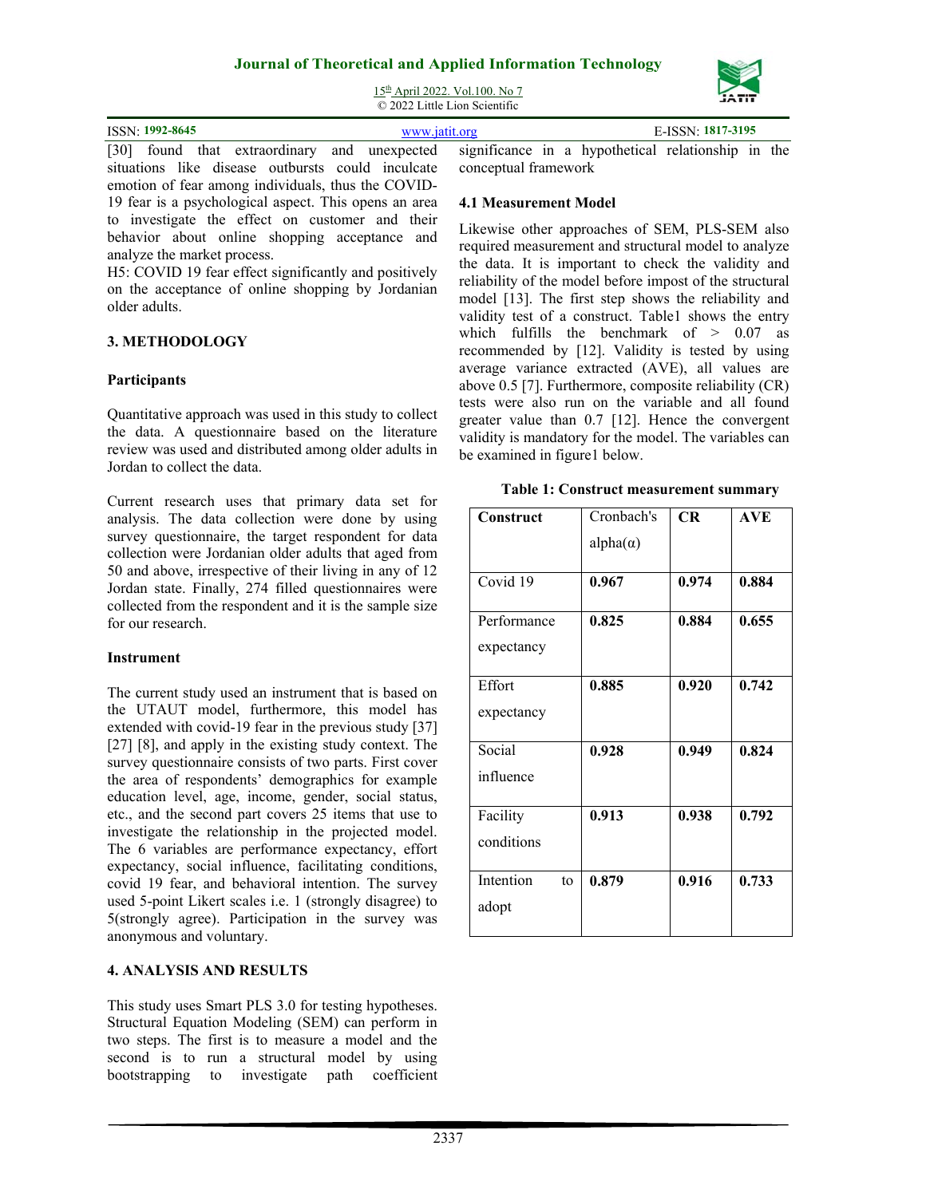[30] found that extraordinary and unexpected situations like disease outbursts could inculcate emotion of fear among individuals, thus the COVID-19 fear is a psychological aspect. This opens an area to investigate the effect on customer and their behavior about online shopping acceptance and analyze the market process.

H5: COVID 19 fear effect significantly and positively on the acceptance of online shopping by Jordanian older adults.

## 3. METHODOLOGY

### Participants

Quantitative approach was used in this study to collect the data. A questionnaire based on the literature review was used and distributed among older adults in Jordan to collect the data.

Current research uses that primary data set for analysis. The data collection were done by using survey questionnaire, the target respondent for data collection were Jordanian older adults that aged from 50 and above, irrespective of their living in any of 12 Jordan state. Finally, 274 filled questionnaires were collected from the respondent and it is the sample size for our research.

### Instrument

The current study used an instrument that is based on the UTAUT model, furthermore, this model has extended with covid-19 fear in the previous study [37] [27] [8], and apply in the existing study context. The survey questionnaire consists of two parts. First cover the area of respondents' demographics for example education level, age, income, gender, social status, etc., and the second part covers 25 items that use to investigate the relationship in the projected model. The 6 variables are performance expectancy, effort expectancy, social influence, facilitating conditions, covid 19 fear, and behavioral intention. The survey used 5-point Likert scales i.e. 1 (strongly disagree) to 5(strongly agree). Participation in the survey was anonymous and voluntary.

## 4. ANALYSIS AND RESULTS

This study uses Smart PLS 3.0 for testing hypotheses. Structural Equation Modeling (SEM) can perform in two steps. The first is to measure a model and the second is to run a structural model by using bootstrapping to investigate path coefficient significance in a hypothetical relationship in the conceptual framework

### 4.1 Measurement Model

Likewise other approaches of SEM, PLS-SEM also required measurement and structural model to analyze the data. It is important to check the validity and reliability of the model before impost of the structural model [13]. The first step shows the reliability and validity test of a construct. Table1 shows the entry which fulfills the benchmark of > 0.07 as recommended by [12]. Validity is tested by using average variance extracted (AVE), all values are above 0.5 [7]. Furthermore, composite reliability (CR) tests were also run on the variable and all found greater value than 0.7 [12]. Hence the convergent validity is mandatory for the model. The variables can be examined in figure1 below.

**Table 1: Construct measurement summary**

| Construct | Cronbach's alpha(α) | CR | AVE |
|---|---|---|---|
| Covid 19 | **0.967** | **0.974** | **0.884** |
| Performance expectancy | **0.825** | **0.884** | **0.655** |
| Effort expectancy | **0.885** | **0.920** | **0.742** |
| Social influence | **0.928** | **0.949** | **0.824** |
| Facility conditions | **0.913** | **0.938** | **0.792** |
| Intention to adopt | **0.879** | **0.916** | **0.733** |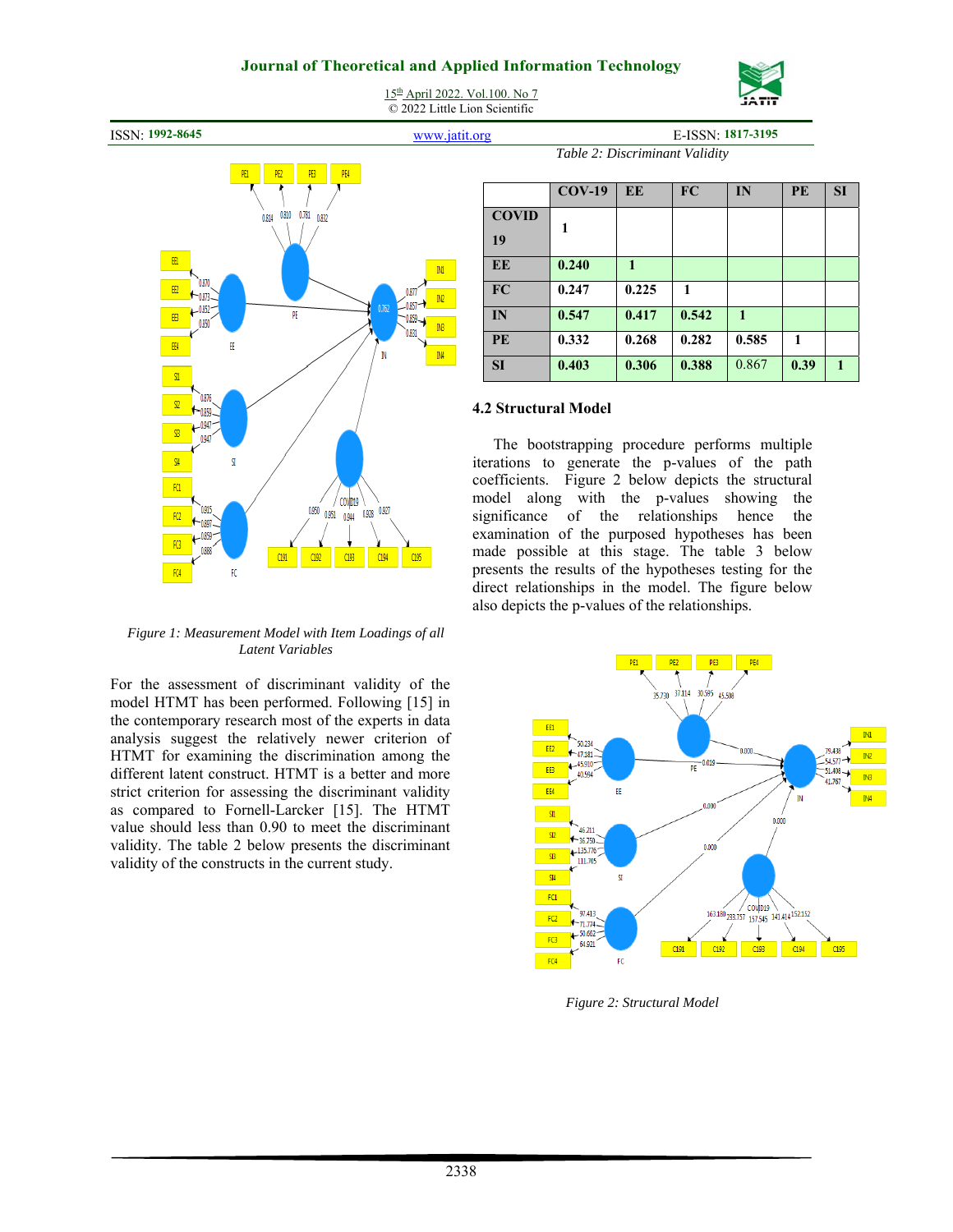Figure 1: Measurement Model with Item Loadings of all Latent Variables

For the assessment of discriminant validity of the model HTMT has been performed. Following [15] in the contemporary research most of the experts in data analysis suggest the relatively newer criterion of HTMT for examining the discrimination among the different latent construct. HTMT is a better and more strict criterion for assessing the discriminant validity as compared to Fornell-Larcker [15]. The HTMT value should less than 0.90 to meet the discriminant validity. The table 2 below presents the discriminant validity of the constructs in the current study.

*Table 2: Discriminant Validity*

| | COV-19 | EE | FC | IN | PE | SI |
|---|---|---|---|---|---|---|
| **COVID 19** | 1 | | | | | |
| **EE** | 0.240 | 1 | | | | |
| **FC** | 0.247 | 0.225 | 1 | | | |
| **IN** | 0.547 | 0.417 | 0.542 | 1 | | |
| **PE** | 0.332 | 0.268 | 0.282 | 0.585 | 1 | |
| **SI** | 0.403 | 0.306 | 0.388 | 0.867 | 0.39 | 1 |

### 4.2 Structural Model

The bootstrapping procedure performs multiple iterations to generate the p-values of the path coefficients. Figure 2 below depicts the structural model along with the p-values showing the significance of the relationships hence the examination of the purposed hypotheses has been made possible at this stage. The table 3 below presents the results of the hypotheses testing for the direct relationships in the model. The figure below also depicts the p-values of the relationships.

Figure 2: Structural Model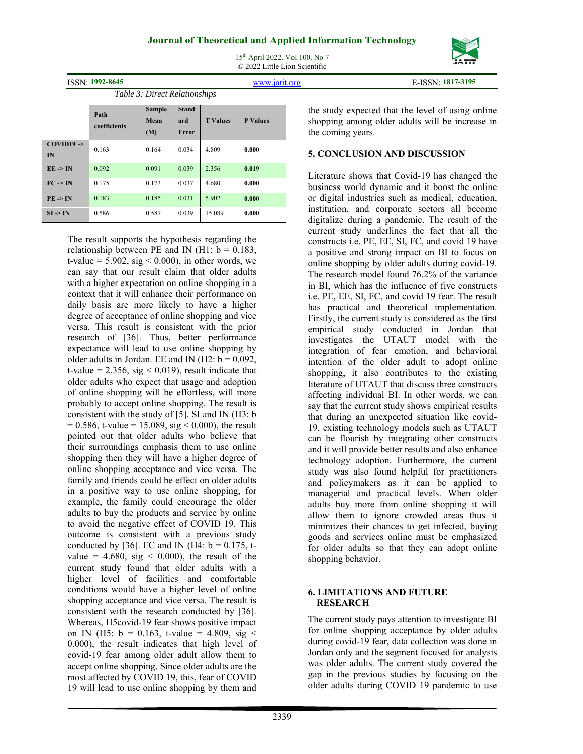*Table 3: Direct Relationships*

| | Path coefficients | Sample Mean (M) | Standard Error | T Values | P Values |
|---|---|---|---|---|---|
| **COVID19 -> IN** | 0.163 | 0.164 | 0.034 | 4.809 | **0.000** |
| **EE -> IN** | 0.092 | 0.091 | 0.039 | 2.356 | **0.019** |
| **FC -> IN** | 0.175 | 0.173 | 0.037 | 4.680 | **0.000** |
| **PE -> IN** | 0.183 | 0.185 | 0.031 | 5.902 | **0.000** |
| **SI -> IN** | 0.586 | 0.587 | 0.039 | 15.089 | **0.000** |

The result supports the hypothesis regarding the relationship between PE and IN (H1: $b = 0.183$, t-value = 5.902, sig < 0.000), in other words, we can say that our result claim that older adults with a higher expectation on online shopping in a context that it will enhance their performance on daily basis are more likely to have a higher degree of acceptance of online shopping and vice versa. This result is consistent with the prior research of [36]. Thus, better performance expectance will lead to use online shopping by older adults in Jordan. EE and IN (H2: $b = 0.092$, t-value = 2.356, sig < 0.019), result indicate that older adults who expect that usage and adoption of online shopping will be effortless, will more probably to accept online shopping. The result is consistent with the study of [5]. SI and IN (H3: $b = 0.586$, t-value = 15.089, sig < 0.000), the result pointed out that older adults who believe that their surroundings emphasis them to use online shopping then they will have a higher degree of online shopping acceptance and vice versa. The family and friends could be effect on older adults in a positive way to use online shopping, for example, the family could encourage the older adults to buy the products and service by online to avoid the negative effect of COVID 19. This outcome is consistent with a previous study conducted by [36]. FC and IN (H4: $b = 0.175$, t-value = 4.680, sig < 0.000), the result of the current study found that older adults with a higher level of facilities and comfortable conditions would have a higher level of online shopping acceptance and vice versa. The result is consistent with the research conducted by [36]. Whereas, H5covid-19 fear shows positive impact on IN (H5: $b = 0.163$, t-value = 4.809, sig < 0.000), the result indicates that high level of covid-19 fear among older adult allow them to accept online shopping. Since older adults are the most affected by COVID 19, this, fear of COVID 19 will lead to use online shopping by them and the study expected that the level of using online shopping among older adults will be increase in the coming years.

## 5. CONCLUSION AND DISCUSSION

Literature shows that Covid-19 has changed the business world dynamic and it boost the online or digital industries such as medical, education, institution, and corporate sectors all become digitalize during a pandemic. The result of the current study underlines the fact that all the constructs i.e. PE, EE, SI, FC, and covid 19 have a positive and strong impact on BI to focus on online shopping by older adults during covid-19. The research model found 76.2% of the variance in BI, which has the influence of five constructs i.e. PE, EE, SI, FC, and covid 19 fear. The result has practical and theoretical implementation. Firstly, the current study is considered as the first empirical study conducted in Jordan that investigates the UTAUT model with the integration of fear emotion, and behavioral intention of the older adult to adopt online shopping, it also contributes to the existing literature of UTAUT that discuss three constructs affecting individual BI. In other words, we can say that the current study shows empirical results that during an unexpected situation like covid-19, existing technology models such as UTAUT can be flourish by integrating other constructs and it will provide better results and also enhance technology adoption. Furthermore, the current study was also found helpful for practitioners and policymakers as it can be applied to managerial and practical levels. When older adults buy more from online shopping it will allow them to ignore crowded areas thus it minimizes their chances to get infected, buying goods and services online must be emphasized for older adults so that they can adopt online shopping behavior.

## 6. LIMITATIONS AND FUTURE RESEARCH

The current study pays attention to investigate BI for online shopping acceptance by older adults during covid-19 fear, data collection was done in Jordan only and the segment focused for analysis was older adults. The current study covered the gap in the previous studies by focusing on the older adults during COVID 19 pandemic to use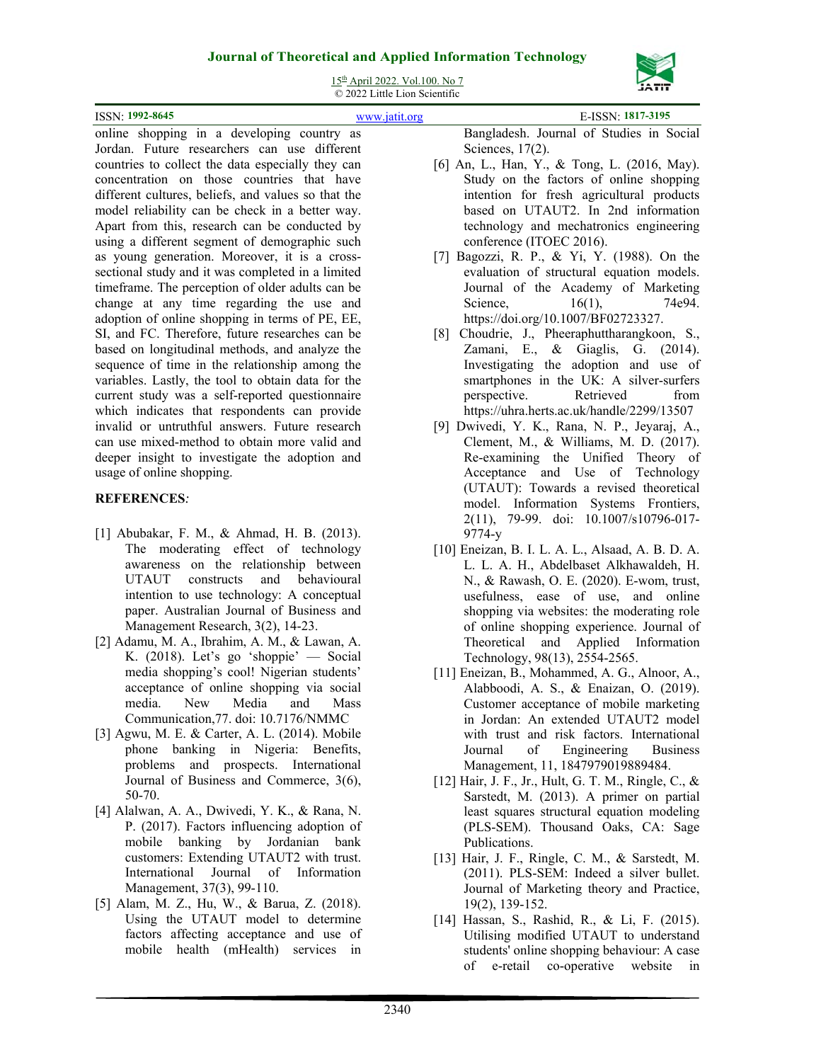online shopping in a developing country as Jordan. Future researchers can use different countries to collect the data especially they can concentration on those countries that have different cultures, beliefs, and values so that the model reliability can be check in a better way. Apart from this, research can be conducted by using a different segment of demographic such as young generation. Moreover, it is a cross-sectional study and it was completed in a limited timeframe. The perception of older adults can be change at any time regarding the use and adoption of online shopping in terms of PE, EE, SI, and FC. Therefore, future researches can be based on longitudinal methods, and analyze the sequence of time in the relationship among the variables. Lastly, the tool to obtain data for the current study was a self-reported questionnaire which indicates that respondents can provide invalid or untruthful answers. Future research can use mixed-method to obtain more valid and deeper insight to investigate the adoption and usage of online shopping.

**REFERENCES***:*

[1] Abubakar, F. M., & Ahmad, H. B. (2013). The moderating effect of technology awareness on the relationship between UTAUT constructs and behavioural intention to use technology: A conceptual paper. Australian Journal of Business and Management Research, 3(2), 14-23.

[2] Adamu, M. A., Ibrahim, A. M., & Lawan, A. K. (2018). Let's go 'shoppie' — Social media shopping's cool! Nigerian students' acceptance of online shopping via social media. New Media and Mass Communication,77. doi: 10.7176/NMMC

[3] Agwu, M. E. & Carter, A. L. (2014). Mobile phone banking in Nigeria: Benefits, problems and prospects. International Journal of Business and Commerce, 3(6), 50-70.

[4] Alalwan, A. A., Dwivedi, Y. K., & Rana, N. P. (2017). Factors influencing adoption of mobile banking by Jordanian bank customers: Extending UTAUT2 with trust. International Journal of Information Management, 37(3), 99-110.

[5] Alam, M. Z., Hu, W., & Barua, Z. (2018). Using the UTAUT model to determine factors affecting acceptance and use of mobile health (mHealth) services in Bangladesh. Journal of Studies in Social Sciences, 17(2).

[6] An, L., Han, Y., & Tong, L. (2016, May). Study on the factors of online shopping intention for fresh agricultural products based on UTAUT2. In 2nd information technology and mechatronics engineering conference (ITOEC 2016).

[7] Bagozzi, R. P., & Yi, Y. (1988). On the evaluation of structural equation models. Journal of the Academy of Marketing Science, 16(1), 74e94. https://doi.org/10.1007/BF02723327.

[8] Choudrie, J., Pheeraphuttharangkoon, S., Zamani, E., & Giaglis, G. (2014). Investigating the adoption and use of smartphones in the UK: A silver-surfers perspective. Retrieved from https://uhra.herts.ac.uk/handle/2299/13507

[9] Dwivedi, Y. K., Rana, N. P., Jeyaraj, A., Clement, M., & Williams, M. D. (2017). Re-examining the Unified Theory of Acceptance and Use of Technology (UTAUT): Towards a revised theoretical model. Information Systems Frontiers, 2(11), 79-99. doi: 10.1007/s10796-017-9774-y

[10] Eneizan, B. I. L. A. L., Alsaad, A. B. D. A. L. L. A. H., Abdelbaset Alkhawaldeh, H. N., & Rawash, O. E. (2020). E-wom, trust, usefulness, ease of use, and online shopping via websites: the moderating role of online shopping experience. Journal of Theoretical and Applied Information Technology, 98(13), 2554-2565.

[11] Eneizan, B., Mohammed, A. G., Alnoor, A., Alabboodi, A. S., & Enaizan, O. (2019). Customer acceptance of mobile marketing in Jordan: An extended UTAUT2 model with trust and risk factors. International Journal of Engineering Business Management, 11, 1847979019889484.

[12] Hair, J. F., Jr., Hult, G. T. M., Ringle, C., & Sarstedt, M. (2013). A primer on partial least squares structural equation modeling (PLS-SEM). Thousand Oaks, CA: Sage Publications.

[13] Hair, J. F., Ringle, C. M., & Sarstedt, M. (2011). PLS-SEM: Indeed a silver bullet. Journal of Marketing theory and Practice, 19(2), 139-152.

[14] Hassan, S., Rashid, R., & Li, F. (2015). Utilising modified UTAUT to understand students' online shopping behaviour: A case of e-retail co-operative website in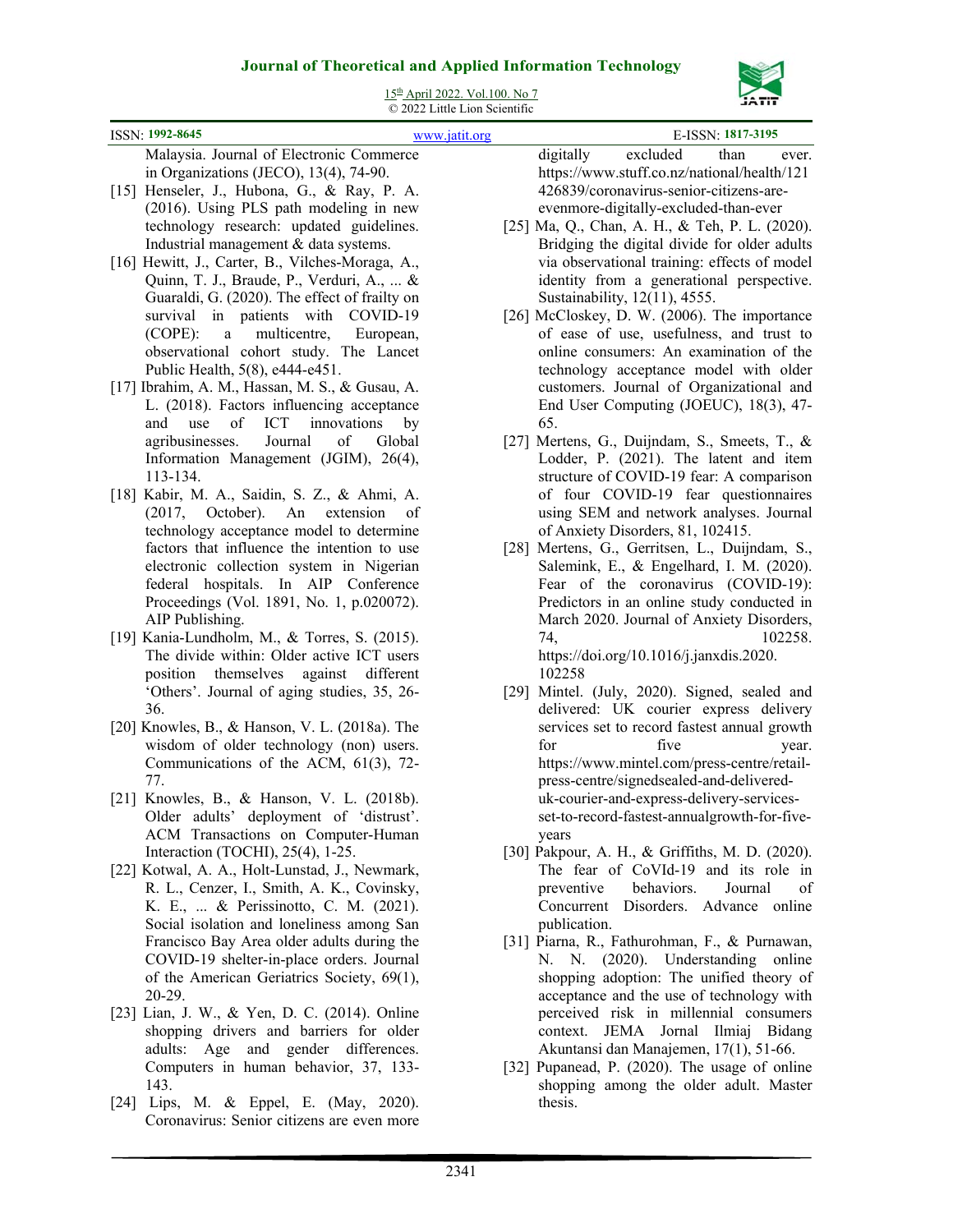Malaysia. Journal of Electronic Commerce in Organizations (JECO), 13(4), 74-90.

[15] Henseler, J., Hubona, G., & Ray, P. A. (2016). Using PLS path modeling in new technology research: updated guidelines. Industrial management & data systems.

[16] Hewitt, J., Carter, B., Vilches-Moraga, A., Quinn, T. J., Braude, P., Verduri, A., ... & Guaraldi, G. (2020). The effect of frailty on survival in patients with COVID-19 (COPE): a multicentre, European, observational cohort study. The Lancet Public Health, 5(8), e444-e451.

[17] Ibrahim, A. M., Hassan, M. S., & Gusau, A. L. (2018). Factors influencing acceptance and use of ICT innovations by agribusinesses. Journal of Global Information Management (JGIM), 26(4), 113-134.

[18] Kabir, M. A., Saidin, S. Z., & Ahmi, A. (2017, October). An extension of technology acceptance model to determine factors that influence the intention to use electronic collection system in Nigerian federal hospitals. In AIP Conference Proceedings (Vol. 1891, No. 1, p.020072). AIP Publishing.

[19] Kania-Lundholm, M., & Torres, S. (2015). The divide within: Older active ICT users position themselves against different 'Others'. Journal of aging studies, 35, 26-36.

[20] Knowles, B., & Hanson, V. L. (2018a). The wisdom of older technology (non) users. Communications of the ACM, 61(3), 72-77.

[21] Knowles, B., & Hanson, V. L. (2018b). Older adults' deployment of 'distrust'. ACM Transactions on Computer-Human Interaction (TOCHI), 25(4), 1-25.

[22] Kotwal, A. A., Holt-Lunstad, J., Newmark, R. L., Cenzer, I., Smith, A. K., Covinsky, K. E., ... & Perissinotto, C. M. (2021). Social isolation and loneliness among San Francisco Bay Area older adults during the COVID-19 shelter-in-place orders. Journal of the American Geriatrics Society, 69(1), 20-29.

[23] Lian, J. W., & Yen, D. C. (2014). Online shopping drivers and barriers for older adults: Age and gender differences. Computers in human behavior, 37, 133-143.

[24] Lips, M. & Eppel, E. (May, 2020). Coronavirus: Senior citizens are even more digitally excluded than ever. https://www.stuff.co.nz/national/health/121426839/coronavirus-senior-citizens-are-evenmore-digitally-excluded-than-ever

[25] Ma, Q., Chan, A. H., & Teh, P. L. (2020). Bridging the digital divide for older adults via observational training: effects of model identity from a generational perspective. Sustainability, 12(11), 4555.

[26] McCloskey, D. W. (2006). The importance of ease of use, usefulness, and trust to online consumers: An examination of the technology acceptance model with older customers. Journal of Organizational and End User Computing (JOEUC), 18(3), 47-65.

[27] Mertens, G., Duijndam, S., Smeets, T., & Lodder, P. (2021). The latent and item structure of COVID-19 fear: A comparison of four COVID-19 fear questionnaires using SEM and network analyses. Journal of Anxiety Disorders, 81, 102415.

[28] Mertens, G., Gerritsen, L., Duijndam, S., Salemink, E., & Engelhard, I. M. (2020). Fear of the coronavirus (COVID-19): Predictors in an online study conducted in March 2020. Journal of Anxiety Disorders, 74, 102258. https://doi.org/10.1016/j.janxdis.2020.102258

[29] Mintel. (July, 2020). Signed, sealed and delivered: UK courier express delivery services set to record fastest annual growth for five year. https://www.mintel.com/press-centre/retail-press-centre/signedsealed-and-delivered-uk-courier-and-express-delivery-services-set-to-record-fastest-annualgrowth-for-five-years

[30] Pakpour, A. H., & Griffiths, M. D. (2020). The fear of CoVId-19 and its role in preventive behaviors. Journal of Concurrent Disorders. Advance online publication.

[31] Piarna, R., Fathurohman, F., & Purnawan, N. N. (2020). Understanding online shopping adoption: The unified theory of acceptance and the use of technology with perceived risk in millennial consumers context. JEMA Jornal Ilmiaj Bidang Akuntansi dan Manajemen, 17(1), 51-66.

[32] Pupanead, P. (2020). The usage of online shopping among the older adult. Master thesis.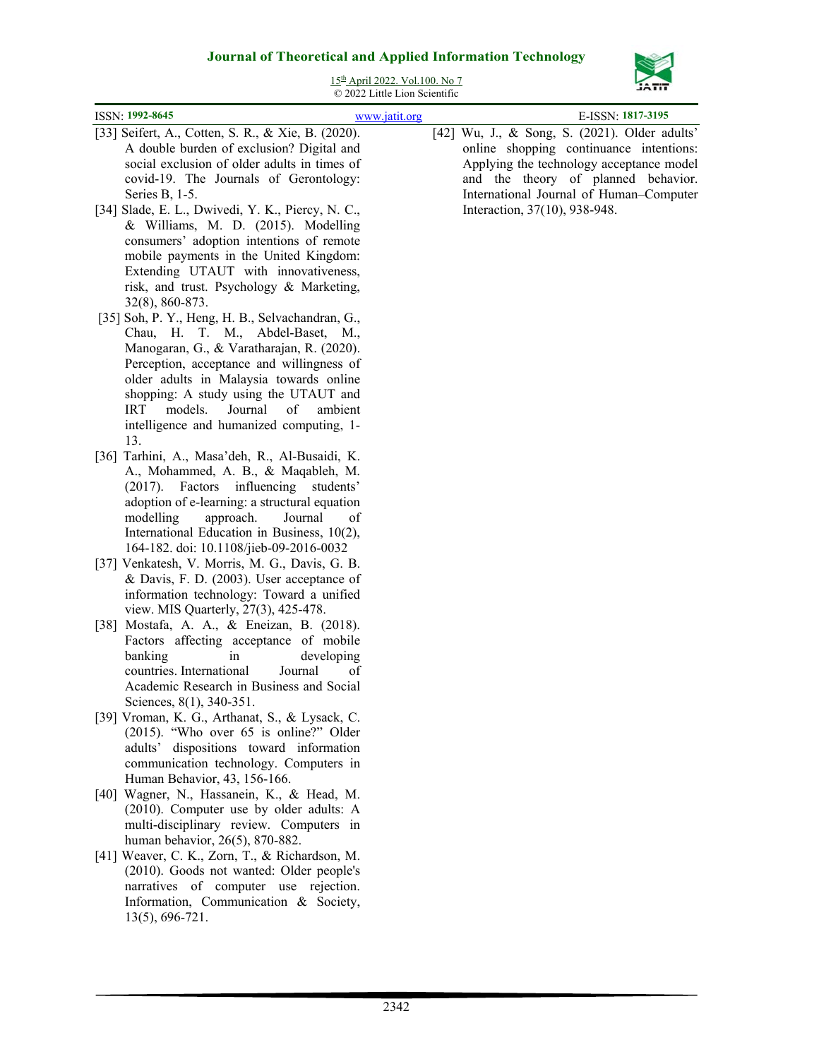[33] Seifert, A., Cotten, S. R., & Xie, B. (2020). A double burden of exclusion? Digital and social exclusion of older adults in times of covid-19. The Journals of Gerontology: Series B, 1-5.

[34] Slade, E. L., Dwivedi, Y. K., Piercy, N. C., & Williams, M. D. (2015). Modelling consumers' adoption intentions of remote mobile payments in the United Kingdom: Extending UTAUT with innovativeness, risk, and trust. Psychology & Marketing, 32(8), 860-873.

[35] Soh, P. Y., Heng, H. B., Selvachandran, G., Chau, H. T. M., Abdel-Baset, M., Manogaran, G., & Varatharajan, R. (2020). Perception, acceptance and willingness of older adults in Malaysia towards online shopping: A study using the UTAUT and IRT models. Journal of ambient intelligence and humanized computing, 1-13.

[36] Tarhini, A., Masa'deh, R., Al-Busaidi, K. A., Mohammed, A. B., & Maqableh, M. (2017). Factors influencing students' adoption of e-learning: a structural equation modelling approach. Journal of International Education in Business, 10(2), 164-182. doi: 10.1108/jieb-09-2016-0032

[37] Venkatesh, V. Morris, M. G., Davis, G. B. & Davis, F. D. (2003). User acceptance of information technology: Toward a unified view. MIS Quarterly, 27(3), 425-478.

[38] Mostafa, A. A., & Eneizan, B. (2018). Factors affecting acceptance of mobile banking in developing countries. International Journal of Academic Research in Business and Social Sciences, 8(1), 340-351.

[39] Vroman, K. G., Arthanat, S., & Lysack, C. (2015). "Who over 65 is online?" Older adults' dispositions toward information communication technology. Computers in Human Behavior, 43, 156-166.

[40] Wagner, N., Hassanein, K., & Head, M. (2010). Computer use by older adults: A multi-disciplinary review. Computers in human behavior, 26(5), 870-882.

[41] Weaver, C. K., Zorn, T., & Richardson, M. (2010). Goods not wanted: Older people's narratives of computer use rejection. Information, Communication & Society, 13(5), 696-721.

[42] Wu, J., & Song, S. (2021). Older adults' online shopping continuance intentions: Applying the technology acceptance model and the theory of planned behavior. International Journal of Human–Computer Interaction, 37(10), 938-948.